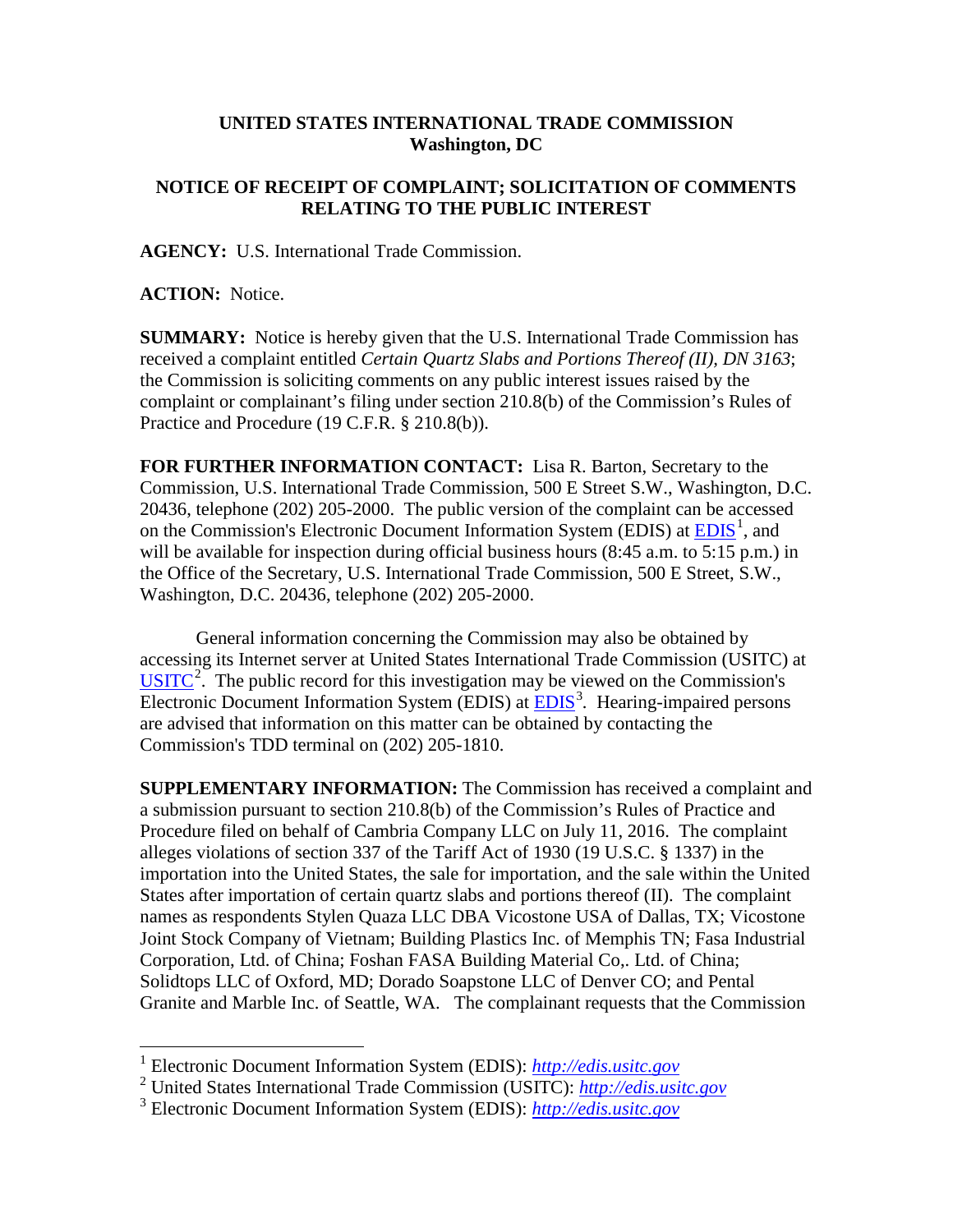**UNITED STATES INTERNATIONAL TRADE COMMISSION**
**Washington, DC**

**NOTICE OF RECEIPT OF COMPLAINT; SOLICITATION OF COMMENTS RELATING TO THE PUBLIC INTEREST**

**AGENCY:** U.S. International Trade Commission.

**ACTION:** Notice.

**SUMMARY:** Notice is hereby given that the U.S. International Trade Commission has received a complaint entitled *Certain Quartz Slabs and Portions Thereof (II), DN 3163*; the Commission is soliciting comments on any public interest issues raised by the complaint or complainant's filing under section 210.8(b) of the Commission's Rules of Practice and Procedure (19 C.F.R. § 210.8(b)).

**FOR FURTHER INFORMATION CONTACT:** Lisa R. Barton, Secretary to the Commission, U.S. International Trade Commission, 500 E Street S.W., Washington, D.C. 20436, telephone (202) 205-2000. The public version of the complaint can be accessed on the Commission's Electronic Document Information System (EDIS) at EDIS[1], and will be available for inspection during official business hours (8:45 a.m. to 5:15 p.m.) in the Office of the Secretary, U.S. International Trade Commission, 500 E Street, S.W., Washington, D.C. 20436, telephone (202) 205-2000.

General information concerning the Commission may also be obtained by accessing its Internet server at United States International Trade Commission (USITC) at USITC[2]. The public record for this investigation may be viewed on the Commission's Electronic Document Information System (EDIS) at EDIS[3]. Hearing-impaired persons are advised that information on this matter can be obtained by contacting the Commission's TDD terminal on (202) 205-1810.

**SUPPLEMENTARY INFORMATION:** The Commission has received a complaint and a submission pursuant to section 210.8(b) of the Commission's Rules of Practice and Procedure filed on behalf of Cambria Company LLC on July 11, 2016. The complaint alleges violations of section 337 of the Tariff Act of 1930 (19 U.S.C. § 1337) in the importation into the United States, the sale for importation, and the sale within the United States after importation of certain quartz slabs and portions thereof (II). The complaint names as respondents Stylen Quaza LLC DBA Vicostone USA of Dallas, TX; Vicostone Joint Stock Company of Vietnam; Building Plastics Inc. of Memphis TN; Fasa Industrial Corporation, Ltd. of China; Foshan FASA Building Material Co,. Ltd. of China; Solidtops LLC of Oxford, MD; Dorado Soapstone LLC of Denver CO; and Pental Granite and Marble Inc. of Seattle, WA. The complainant requests that the Commission

---

[1] Electronic Document Information System (EDIS): *http://edis.usitc.gov*

[2] United States International Trade Commission (USITC): *http://edis.usitc.gov*

[3] Electronic Document Information System (EDIS): *http://edis.usitc.gov*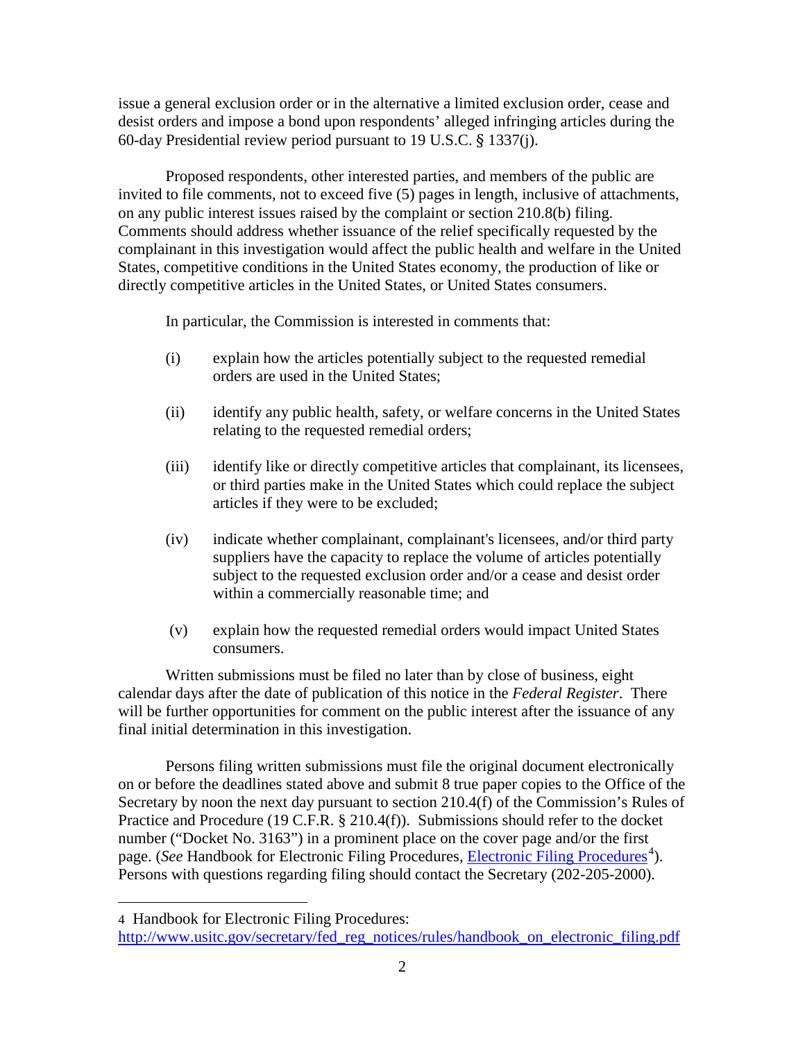issue a general exclusion order or in the alternative a limited exclusion order, cease and desist orders and impose a bond upon respondents' alleged infringing articles during the 60-day Presidential review period pursuant to 19 U.S.C. § 1337(j).

Proposed respondents, other interested parties, and members of the public are invited to file comments, not to exceed five (5) pages in length, inclusive of attachments, on any public interest issues raised by the complaint or section 210.8(b) filing. Comments should address whether issuance of the relief specifically requested by the complainant in this investigation would affect the public health and welfare in the United States, competitive conditions in the United States economy, the production of like or directly competitive articles in the United States, or United States consumers.

In particular, the Commission is interested in comments that:

(i) explain how the articles potentially subject to the requested remedial orders are used in the United States;

(ii) identify any public health, safety, or welfare concerns in the United States relating to the requested remedial orders;

(iii) identify like or directly competitive articles that complainant, its licensees, or third parties make in the United States which could replace the subject articles if they were to be excluded;

(iv) indicate whether complainant, complainant's licensees, and/or third party suppliers have the capacity to replace the volume of articles potentially subject to the requested exclusion order and/or a cease and desist order within a commercially reasonable time; and

(v) explain how the requested remedial orders would impact United States consumers.

Written submissions must be filed no later than by close of business, eight calendar days after the date of publication of this notice in the *Federal Register*. There will be further opportunities for comment on the public interest after the issuance of any final initial determination in this investigation.

Persons filing written submissions must file the original document electronically on or before the deadlines stated above and submit 8 true paper copies to the Office of the Secretary by noon the next day pursuant to section 210.4(f) of the Commission's Rules of Practice and Procedure (19 C.F.R. § 210.4(f)). Submissions should refer to the docket number ("Docket No. 3163") in a prominent place on the cover page and/or the first page. (*See* Handbook for Electronic Filing Procedures, Electronic Filing Procedures[4]). Persons with questions regarding filing should contact the Secretary (202-205-2000).

---

4 Handbook for Electronic Filing Procedures: http://www.usitc.gov/secretary/fed_reg_notices/rules/handbook_on_electronic_filing.pdf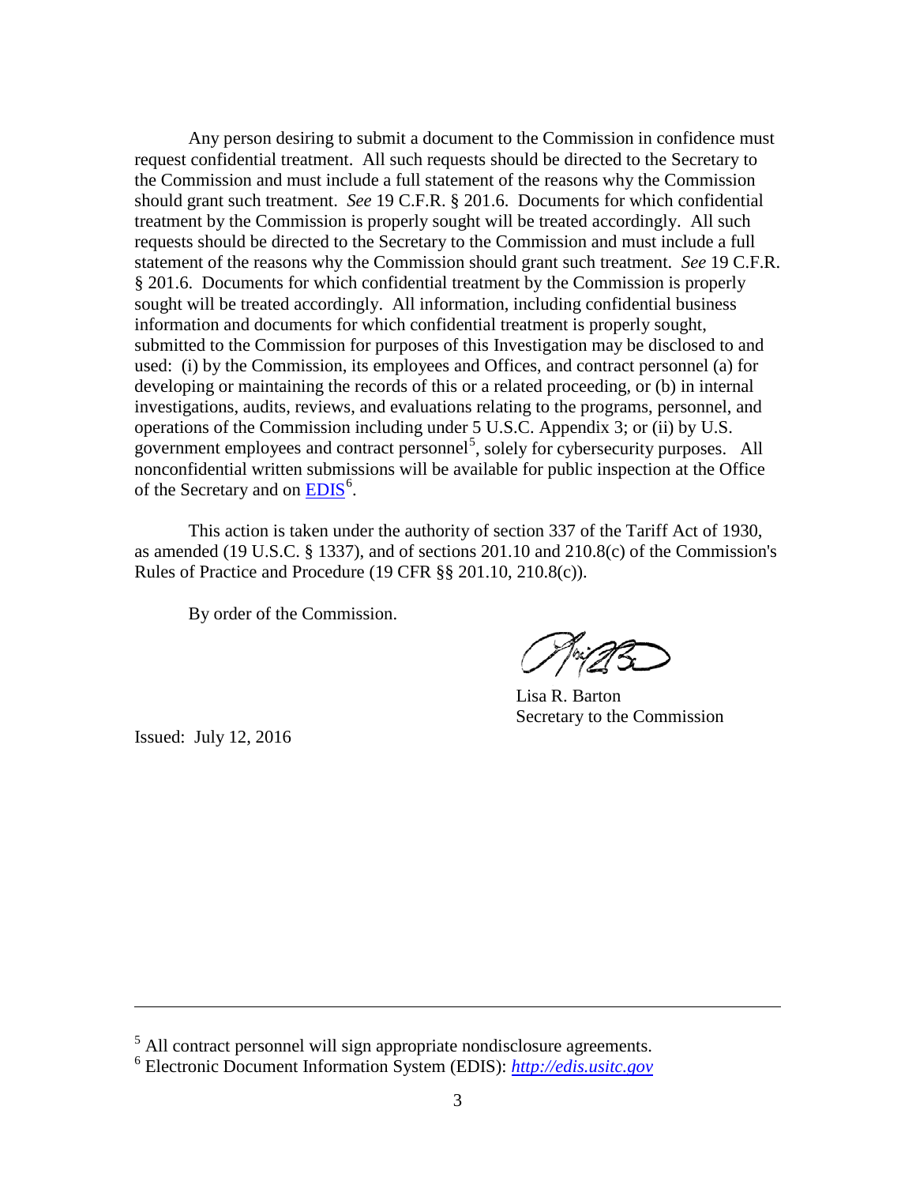Any person desiring to submit a document to the Commission in confidence must request confidential treatment. All such requests should be directed to the Secretary to the Commission and must include a full statement of the reasons why the Commission should grant such treatment. *See* 19 C.F.R. § 201.6. Documents for which confidential treatment by the Commission is properly sought will be treated accordingly. All such requests should be directed to the Secretary to the Commission and must include a full statement of the reasons why the Commission should grant such treatment. *See* 19 C.F.R. § 201.6. Documents for which confidential treatment by the Commission is properly sought will be treated accordingly. All information, including confidential business information and documents for which confidential treatment is properly sought, submitted to the Commission for purposes of this Investigation may be disclosed to and used: (i) by the Commission, its employees and Offices, and contract personnel (a) for developing or maintaining the records of this or a related proceeding, or (b) in internal investigations, audits, reviews, and evaluations relating to the programs, personnel, and operations of the Commission including under 5 U.S.C. Appendix 3; or (ii) by U.S. government employees and contract personnel[5], solely for cybersecurity purposes. All nonconfidential written submissions will be available for public inspection at the Office of the Secretary and on EDIS[6].

This action is taken under the authority of section 337 of the Tariff Act of 1930, as amended (19 U.S.C. § 1337), and of sections 201.10 and 210.8(c) of the Commission's Rules of Practice and Procedure (19 CFR §§ 201.10, 210.8(c)).

By order of the Commission.

Lisa R. Barton
Secretary to the Commission

Issued: July 12, 2016

---

[5] All contract personnel will sign appropriate nondisclosure agreements.

[6] Electronic Document Information System (EDIS): *http://edis.usitc.gov*